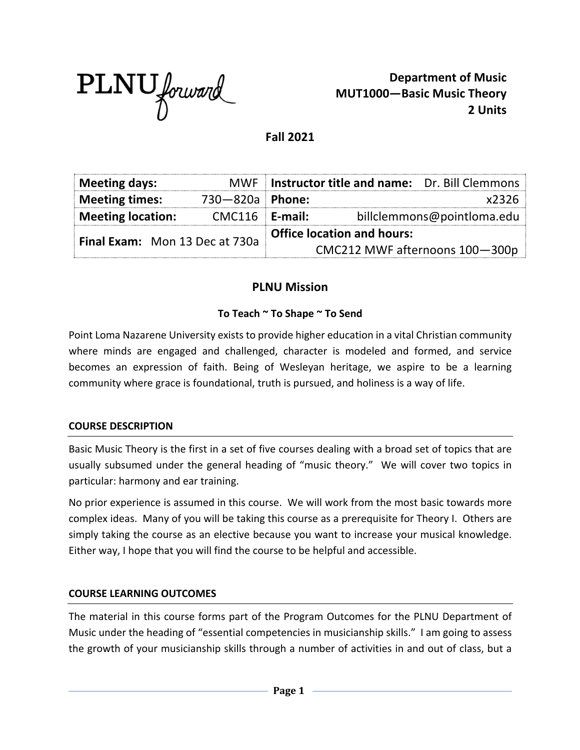PLNU forward

**Department of Music**
**MUT1000—Basic Music Theory**
**2 Units**

**Fall 2021**

| **Meeting days:** MWF | **Instructor title and name:** Dr. Bill Clemmons |
| --- | --- |
| **Meeting times:** 730—820a | **Phone:** x2326 |
| **Meeting location:** CMC116 | **E-mail:** billclemmons@pointloma.edu |
| **Final Exam:** Mon 13 Dec at 730a | **Office location and hours:** CMC212 MWF afternoons 100—300p |

## PLNU Mission

**To Teach ~ To Shape ~ To Send**

Point Loma Nazarene University exists to provide higher education in a vital Christian community where minds are engaged and challenged, character is modeled and formed, and service becomes an expression of faith. Being of Wesleyan heritage, we aspire to be a learning community where grace is foundational, truth is pursued, and holiness is a way of life.

### COURSE DESCRIPTION

Basic Music Theory is the first in a set of five courses dealing with a broad set of topics that are usually subsumed under the general heading of "music theory." We will cover two topics in particular: harmony and ear training.

No prior experience is assumed in this course. We will work from the most basic towards more complex ideas. Many of you will be taking this course as a prerequisite for Theory I. Others are simply taking the course as an elective because you want to increase your musical knowledge. Either way, I hope that you will find the course to be helpful and accessible.

### COURSE LEARNING OUTCOMES

The material in this course forms part of the Program Outcomes for the PLNU Department of Music under the heading of "essential competencies in musicianship skills." I am going to assess the growth of your musicianship skills through a number of activities in and out of class, but a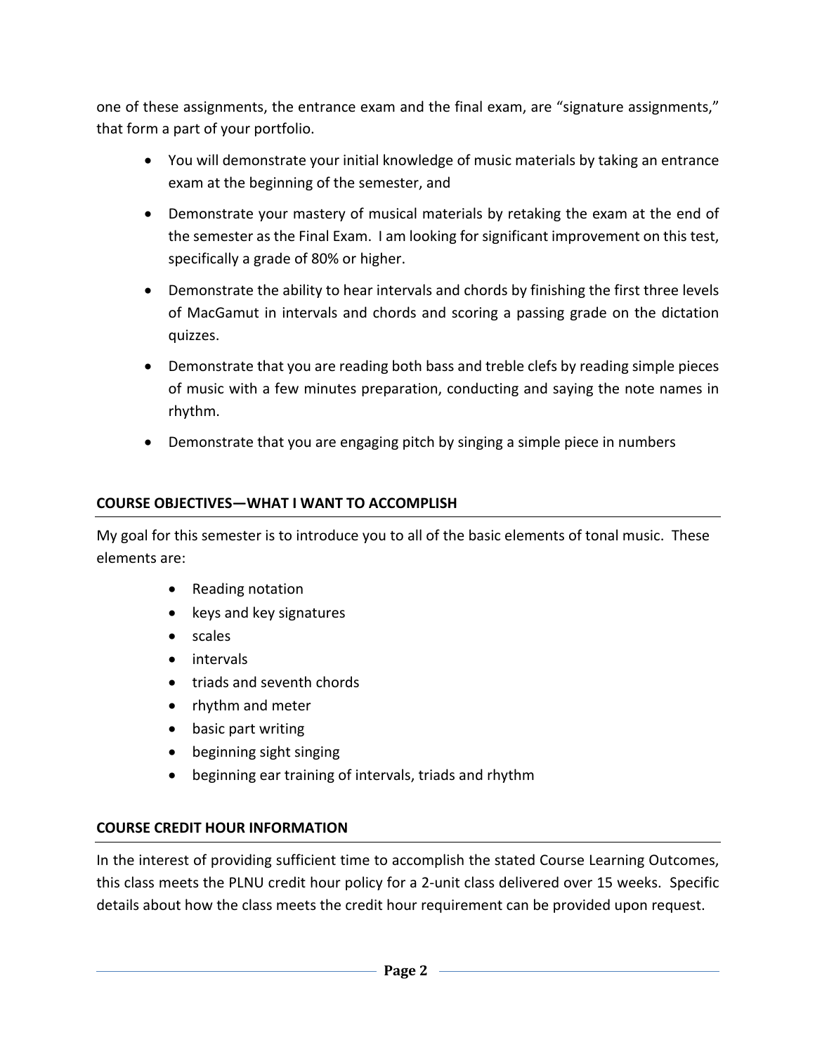one of these assignments, the entrance exam and the final exam, are "signature assignments," that form a part of your portfolio.

- You will demonstrate your initial knowledge of music materials by taking an entrance exam at the beginning of the semester, and
- Demonstrate your mastery of musical materials by retaking the exam at the end of the semester as the Final Exam. I am looking for significant improvement on this test, specifically a grade of 80% or higher.
- Demonstrate the ability to hear intervals and chords by finishing the first three levels of MacGamut in intervals and chords and scoring a passing grade on the dictation quizzes.
- Demonstrate that you are reading both bass and treble clefs by reading simple pieces of music with a few minutes preparation, conducting and saying the note names in rhythm.
- Demonstrate that you are engaging pitch by singing a simple piece in numbers

## COURSE OBJECTIVES—WHAT I WANT TO ACCOMPLISH

My goal for this semester is to introduce you to all of the basic elements of tonal music. These elements are:

- Reading notation
- keys and key signatures
- scales
- intervals
- triads and seventh chords
- rhythm and meter
- basic part writing
- beginning sight singing
- beginning ear training of intervals, triads and rhythm

## COURSE CREDIT HOUR INFORMATION

In the interest of providing sufficient time to accomplish the stated Course Learning Outcomes, this class meets the PLNU credit hour policy for a 2-unit class delivered over 15 weeks. Specific details about how the class meets the credit hour requirement can be provided upon request.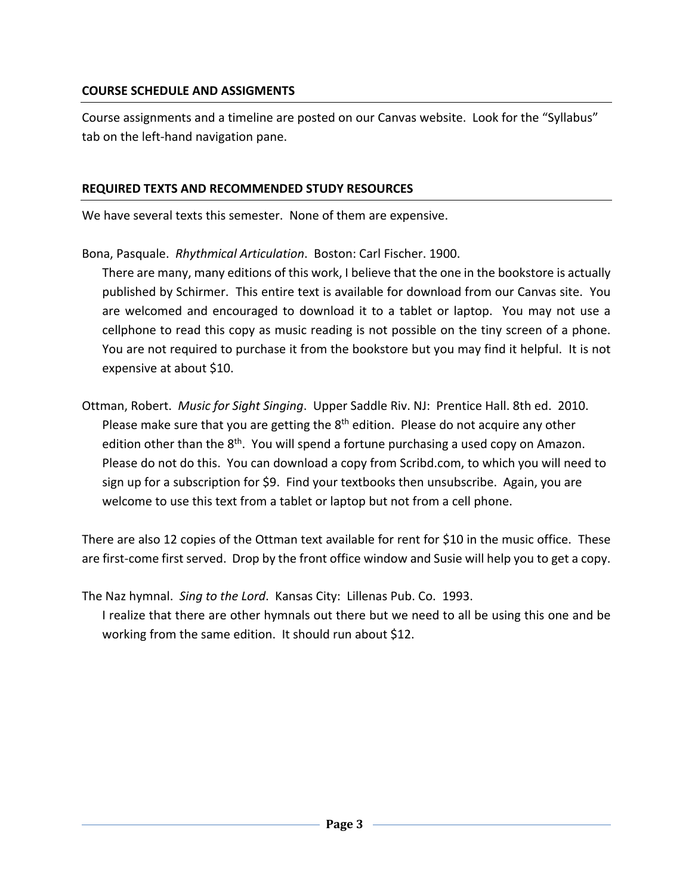## COURSE SCHEDULE AND ASSIGMENTS

Course assignments and a timeline are posted on our Canvas website. Look for the "Syllabus" tab on the left-hand navigation pane.

## REQUIRED TEXTS AND RECOMMENDED STUDY RESOURCES

We have several texts this semester. None of them are expensive.

Bona, Pasquale. *Rhythmical Articulation*. Boston: Carl Fischer. 1900.

There are many, many editions of this work, I believe that the one in the bookstore is actually published by Schirmer. This entire text is available for download from our Canvas site. You are welcomed and encouraged to download it to a tablet or laptop. You may not use a cellphone to read this copy as music reading is not possible on the tiny screen of a phone. You are not required to purchase it from the bookstore but you may find it helpful. It is not expensive at about $10.

Ottman, Robert. *Music for Sight Singing*. Upper Saddle Riv. NJ: Prentice Hall. 8th ed. 2010.

Please make sure that you are getting the 8th edition. Please do not acquire any other edition other than the 8th. You will spend a fortune purchasing a used copy on Amazon. Please do not do this. You can download a copy from Scribd.com, to which you will need to sign up for a subscription for $9. Find your textbooks then unsubscribe. Again, you are welcome to use this text from a tablet or laptop but not from a cell phone.

There are also 12 copies of the Ottman text available for rent for $10 in the music office. These are first-come first served. Drop by the front office window and Susie will help you to get a copy.

The Naz hymnal. *Sing to the Lord*. Kansas City: Lillenas Pub. Co. 1993.

I realize that there are other hymnals out there but we need to all be using this one and be working from the same edition. It should run about $12.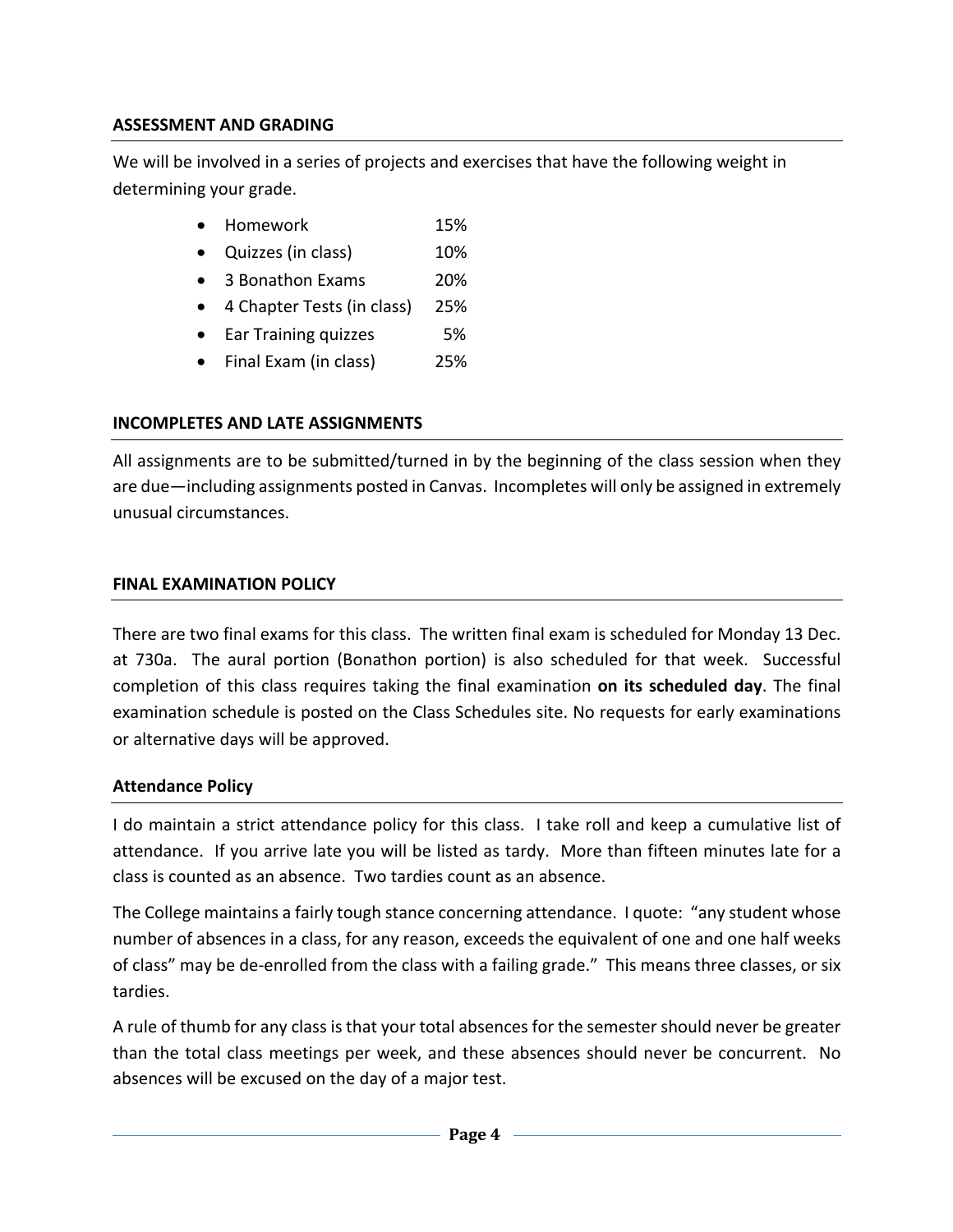## ASSESSMENT AND GRADING

We will be involved in a series of projects and exercises that have the following weight in determining your grade.

- Homework 15%
- Quizzes (in class) 10%
- 3 Bonathon Exams 20%
- 4 Chapter Tests (in class) 25%
- Ear Training quizzes 5%
- Final Exam (in class) 25%

## INCOMPLETES AND LATE ASSIGNMENTS

All assignments are to be submitted/turned in by the beginning of the class session when they are due—including assignments posted in Canvas. Incompletes will only be assigned in extremely unusual circumstances.

## FINAL EXAMINATION POLICY

There are two final exams for this class. The written final exam is scheduled for Monday 13 Dec. at 730a. The aural portion (Bonathon portion) is also scheduled for that week. Successful completion of this class requires taking the final examination **on its scheduled day**. The final examination schedule is posted on the Class Schedules site. No requests for early examinations or alternative days will be approved.

## Attendance Policy

I do maintain a strict attendance policy for this class. I take roll and keep a cumulative list of attendance. If you arrive late you will be listed as tardy. More than fifteen minutes late for a class is counted as an absence. Two tardies count as an absence.

The College maintains a fairly tough stance concerning attendance. I quote: "any student whose number of absences in a class, for any reason, exceeds the equivalent of one and one half weeks of class" may be de-enrolled from the class with a failing grade." This means three classes, or six tardies.

A rule of thumb for any class is that your total absences for the semester should never be greater than the total class meetings per week, and these absences should never be concurrent. No absences will be excused on the day of a major test.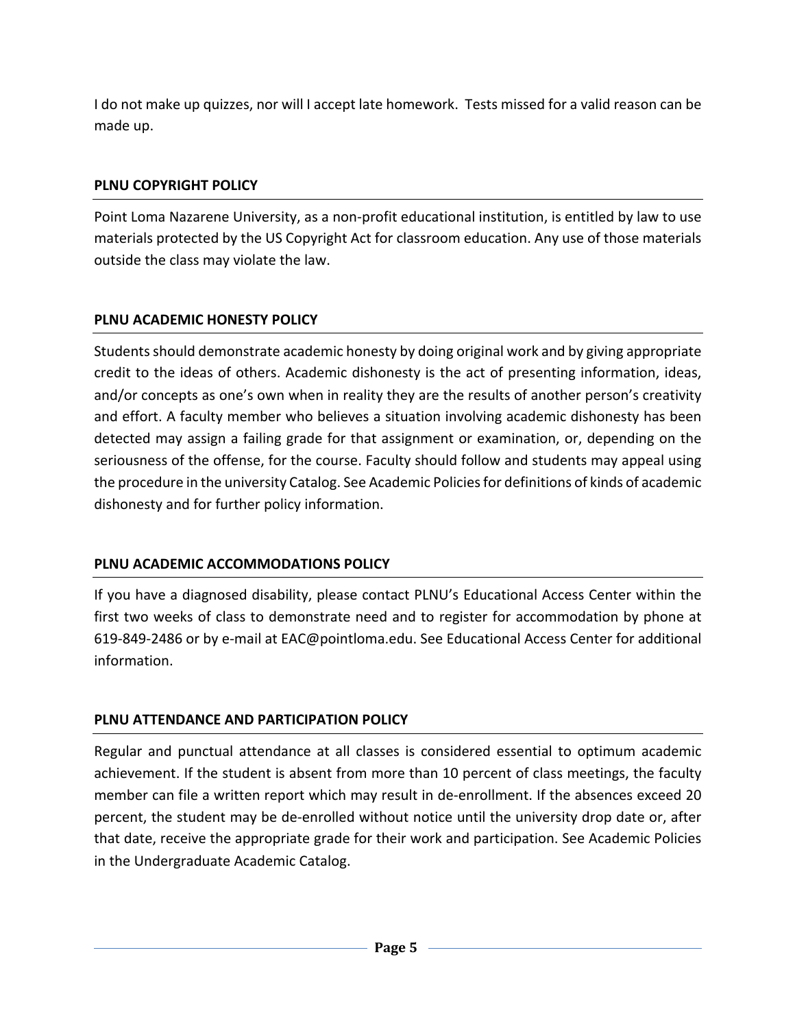I do not make up quizzes, nor will I accept late homework. Tests missed for a valid reason can be made up.

## PLNU COPYRIGHT POLICY

Point Loma Nazarene University, as a non-profit educational institution, is entitled by law to use materials protected by the US Copyright Act for classroom education. Any use of those materials outside the class may violate the law.

## PLNU ACADEMIC HONESTY POLICY

Students should demonstrate academic honesty by doing original work and by giving appropriate credit to the ideas of others. Academic dishonesty is the act of presenting information, ideas, and/or concepts as one's own when in reality they are the results of another person's creativity and effort. A faculty member who believes a situation involving academic dishonesty has been detected may assign a failing grade for that assignment or examination, or, depending on the seriousness of the offense, for the course. Faculty should follow and students may appeal using the procedure in the university Catalog. See Academic Policies for definitions of kinds of academic dishonesty and for further policy information.

## PLNU ACADEMIC ACCOMMODATIONS POLICY

If you have a diagnosed disability, please contact PLNU's Educational Access Center within the first two weeks of class to demonstrate need and to register for accommodation by phone at 619-849-2486 or by e-mail at EAC@pointloma.edu. See Educational Access Center for additional information.

## PLNU ATTENDANCE AND PARTICIPATION POLICY

Regular and punctual attendance at all classes is considered essential to optimum academic achievement. If the student is absent from more than 10 percent of class meetings, the faculty member can file a written report which may result in de-enrollment. If the absences exceed 20 percent, the student may be de-enrolled without notice until the university drop date or, after that date, receive the appropriate grade for their work and participation. See Academic Policies in the Undergraduate Academic Catalog.